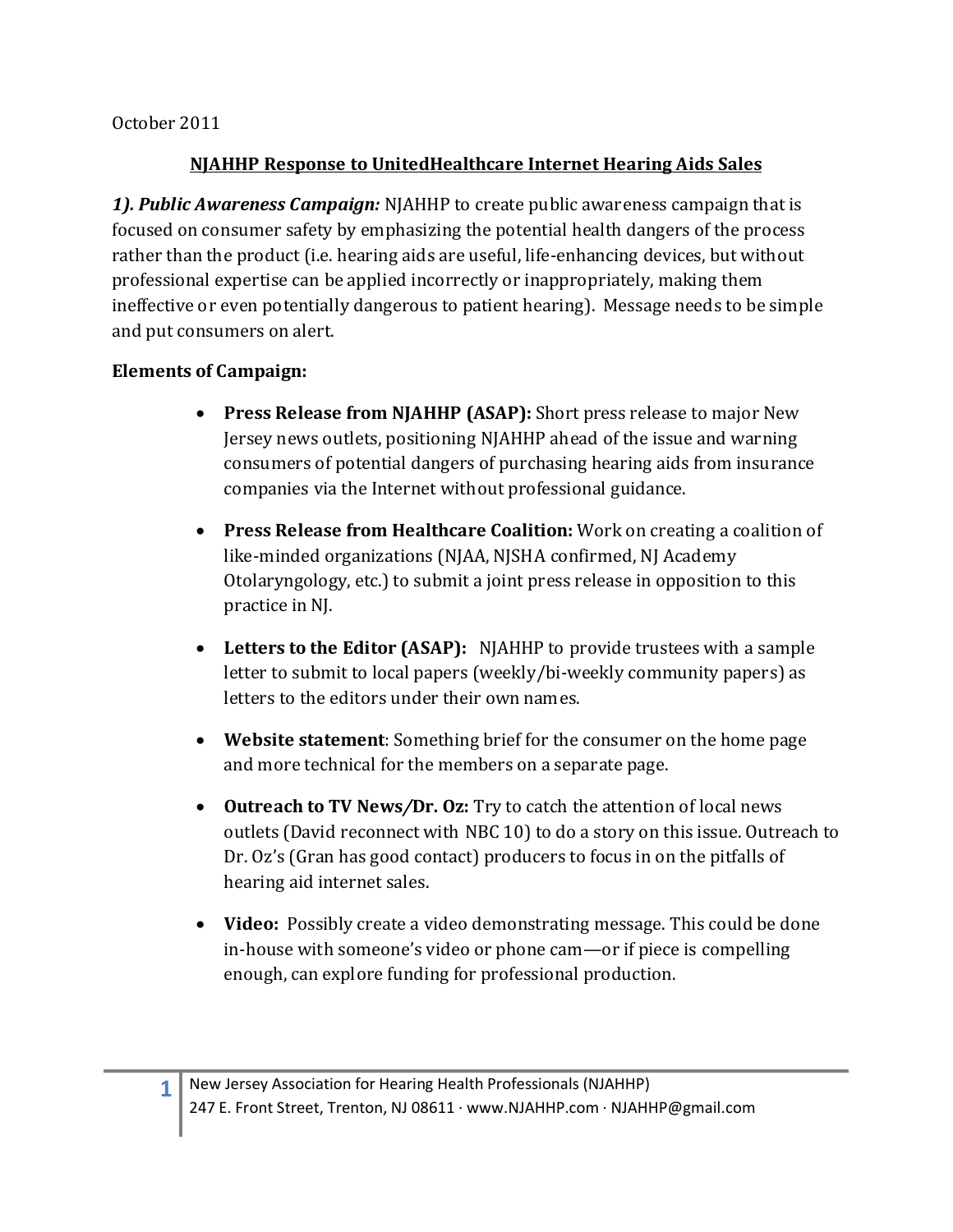October 2011

## NJAHHP Response to UnitedHealthcare Internet Hearing Aids Sales

***1). Public Awareness Campaign:*** NJAHHP to create public awareness campaign that is focused on consumer safety by emphasizing the potential health dangers of the process rather than the product (i.e. hearing aids are useful, life-enhancing devices, but without professional expertise can be applied incorrectly or inappropriately, making them ineffective or even potentially dangerous to patient hearing). Message needs to be simple and put consumers on alert.

**Elements of Campaign:**

- **Press Release from NJAHHP (ASAP):** Short press release to major New Jersey news outlets, positioning NJAHHP ahead of the issue and warning consumers of potential dangers of purchasing hearing aids from insurance companies via the Internet without professional guidance.
- **Press Release from Healthcare Coalition:** Work on creating a coalition of like-minded organizations (NJAA, NJSHA confirmed, NJ Academy Otolaryngology, etc.) to submit a joint press release in opposition to this practice in NJ.
- **Letters to the Editor (ASAP):** NJAHHP to provide trustees with a sample letter to submit to local papers (weekly/bi-weekly community papers) as letters to the editors under their own names.
- **Website statement**: Something brief for the consumer on the home page and more technical for the members on a separate page.
- **Outreach to TV News/Dr. Oz:** Try to catch the attention of local news outlets (David reconnect with NBC 10) to do a story on this issue. Outreach to Dr. Oz's (Gran has good contact) producers to focus in on the pitfalls of hearing aid internet sales.
- **Video:** Possibly create a video demonstrating message. This could be done in-house with someone's video or phone cam—or if piece is compelling enough, can explore funding for professional production.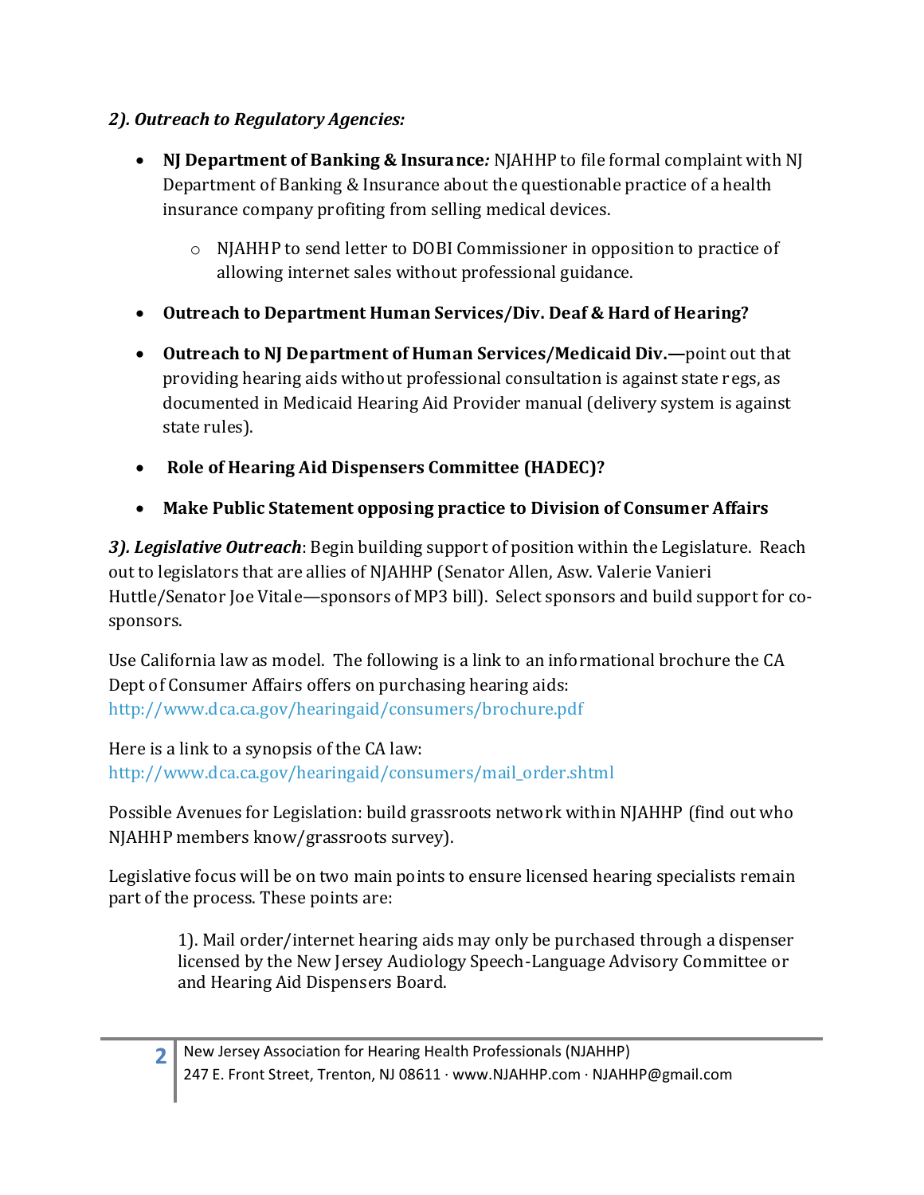***2). Outreach to Regulatory Agencies:***

- **NJ Department of Banking & Insurance*:*** NJAHHP to file formal complaint with NJ Department of Banking & Insurance about the questionable practice of a health insurance company profiting from selling medical devices.
    - NJAHHP to send letter to DOBI Commissioner in opposition to practice of allowing internet sales without professional guidance.
- **Outreach to Department Human Services/Div. Deaf & Hard of Hearing?**
- **Outreach to NJ Department of Human Services/Medicaid Div.—**point out that providing hearing aids without professional consultation is against state regs, as documented in Medicaid Hearing Aid Provider manual (delivery system is against state rules).
- **Role of Hearing Aid Dispensers Committee (HADEC)?**
- **Make Public Statement opposing practice to Division of Consumer Affairs**

***3). Legislative Outreach***: Begin building support of position within the Legislature. Reach out to legislators that are allies of NJAHHP (Senator Allen, Asw. Valerie Vanieri Huttle/Senator Joe Vitale—sponsors of MP3 bill). Select sponsors and build support for co-sponsors.

Use California law as model. The following is a link to an informational brochure the CA Dept of Consumer Affairs offers on purchasing hearing aids: http://www.dca.ca.gov/hearingaid/consumers/brochure.pdf

Here is a link to a synopsis of the CA law: http://www.dca.ca.gov/hearingaid/consumers/mail_order.shtml

Possible Avenues for Legislation: build grassroots network within NJAHHP (find out who NJAHHP members know/grassroots survey).

Legislative focus will be on two main points to ensure licensed hearing specialists remain part of the process. These points are:

> 1). Mail order/internet hearing aids may only be purchased through a dispenser licensed by the New Jersey Audiology Speech-Language Advisory Committee or and Hearing Aid Dispensers Board.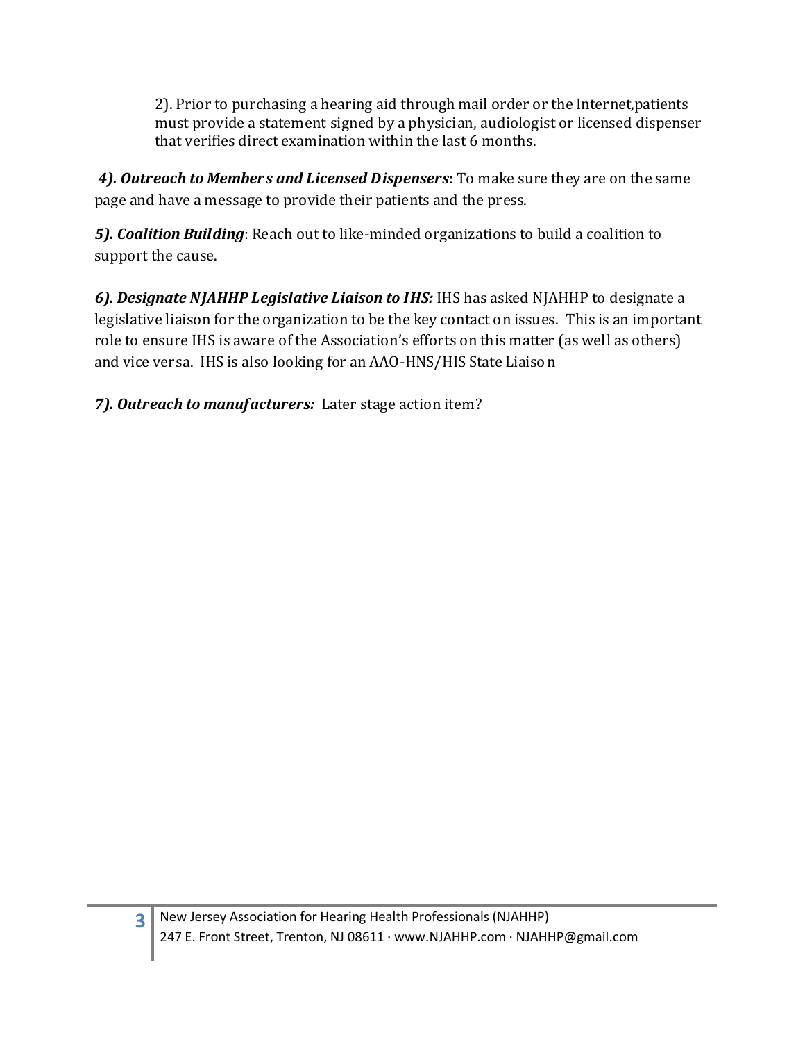2). Prior to purchasing a hearing aid through mail order or the Internet,patients must provide a statement signed by a physician, audiologist or licensed dispenser that verifies direct examination within the last 6 months.

***4). Outreach to Members and Licensed Dispensers***: To make sure they are on the same page and have a message to provide their patients and the press.

***5). Coalition Building***: Reach out to like-minded organizations to build a coalition to support the cause.

***6). Designate NJAHHP Legislative Liaison to IHS:*** IHS has asked NJAHHP to designate a legislative liaison for the organization to be the key contact on issues. This is an important role to ensure IHS is aware of the Association's efforts on this matter (as well as others) and vice versa. IHS is also looking for an AAO-HNS/HIS State Liaison

***7). Outreach to manufacturers:*** Later stage action item?